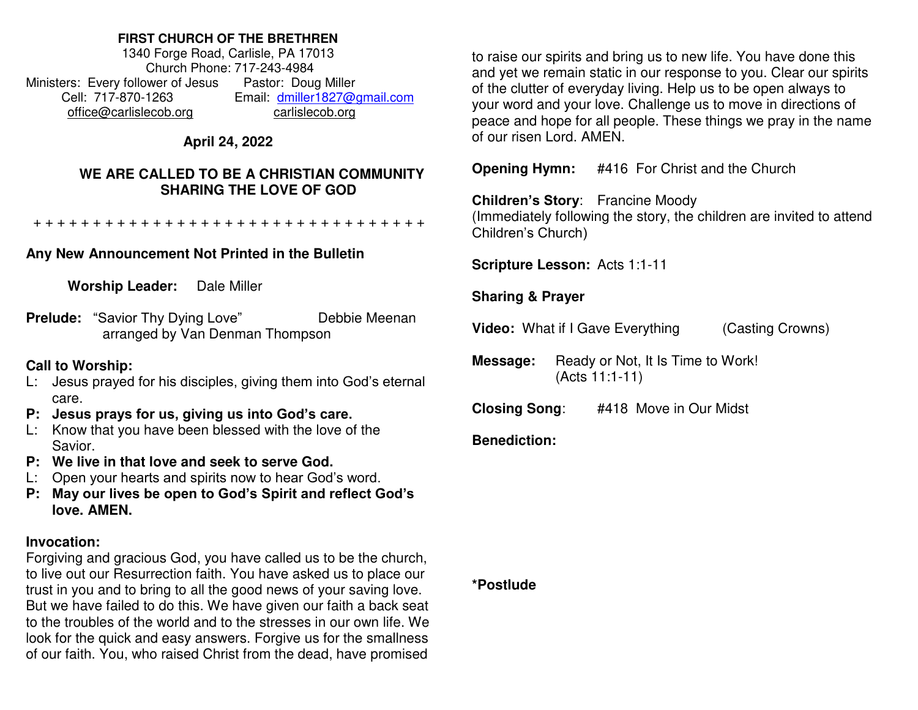**FIRST CHURCH OF THE BRETHREN**
1340 Forge Road, Carlisle, PA 17013
Church Phone: 717-243-4984
Ministers: Every follower of Jesus  Pastor: Doug Miller
Cell: 717-870-1263  Email: dmiller1827@gmail.com
office@carlislecob.org  carlislecob.org

**April 24, 2022**

## WE ARE CALLED TO BE A CHRISTIAN COMMUNITY SHARING THE LOVE OF GOD

+ + + + + + + + + + + + + + + + + + + + + + + + + + + + + + + + + +

**Any New Announcement Not Printed in the Bulletin**

**Worship Leader:** Dale Miller

**Prelude:** "Savior Thy Dying Love" Debbie Meenan
arranged by Van Denman Thompson

**Call to Worship:**

L: Jesus prayed for his disciples, giving them into God's eternal care.

**P: Jesus prays for us, giving us into God's care.**

L: Know that you have been blessed with the love of the Savior.

**P: We live in that love and seek to serve God.**

L: Open your hearts and spirits now to hear God's word.

**P: May our lives be open to God's Spirit and reflect God's love. AMEN.**

**Invocation:**

Forgiving and gracious God, you have called us to be the church, to live out our Resurrection faith. You have asked us to place our trust in you and to bring to all the good news of your saving love. But we have failed to do this. We have given our faith a back seat to the troubles of the world and to the stresses in our own life. We look for the quick and easy answers. Forgive us for the smallness of our faith. You, who raised Christ from the dead, have promised to raise our spirits and bring us to new life. You have done this and yet we remain static in our response to you. Clear our spirits of the clutter of everyday living. Help us to be open always to your word and your love. Challenge us to move in directions of peace and hope for all people. These things we pray in the name of our risen Lord. AMEN.

**Opening Hymn:** #416 For Christ and the Church

**Children's Story**: Francine Moody
(Immediately following the story, the children are invited to attend Children's Church)

**Scripture Lesson:** Acts 1:1-11

**Sharing & Prayer**

**Video:** What if I Gave Everything (Casting Crowns)

**Message:** Ready or Not, It Is Time to Work!
(Acts 11:1-11)

**Closing Song**: #418 Move in Our Midst

**Benediction:**

***Postlude**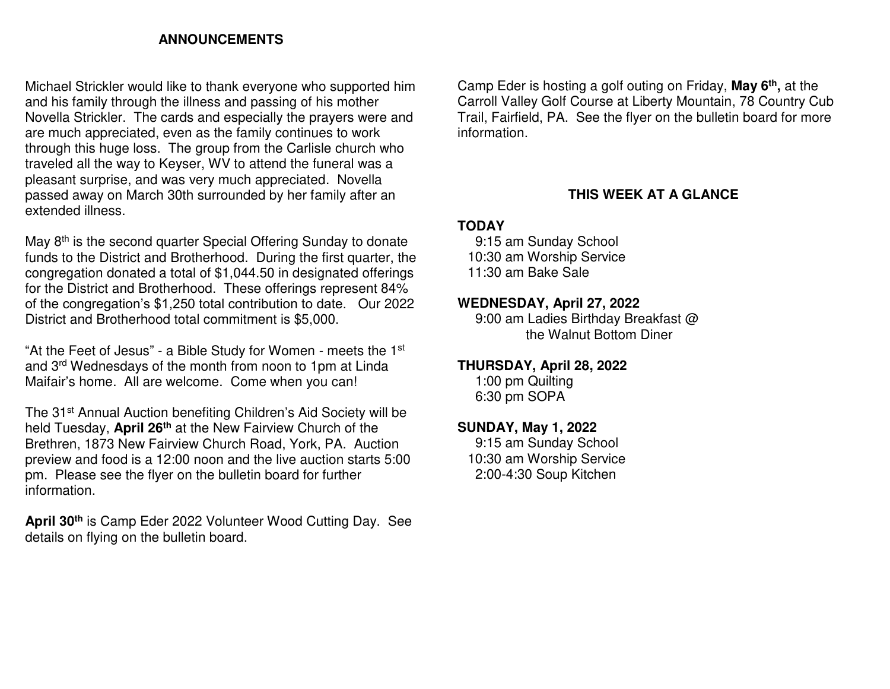## ANNOUNCEMENTS

Michael Strickler would like to thank everyone who supported him and his family through the illness and passing of his mother Novella Strickler. The cards and especially the prayers were and are much appreciated, even as the family continues to work through this huge loss. The group from the Carlisle church who traveled all the way to Keyser, WV to attend the funeral was a pleasant surprise, and was very much appreciated. Novella passed away on March 30th surrounded by her family after an extended illness.

May 8th is the second quarter Special Offering Sunday to donate funds to the District and Brotherhood. During the first quarter, the congregation donated a total of $1,044.50 in designated offerings for the District and Brotherhood. These offerings represent 84% of the congregation's $1,250 total contribution to date. Our 2022 District and Brotherhood total commitment is $5,000.

"At the Feet of Jesus" - a Bible Study for Women - meets the 1st and 3rd Wednesdays of the month from noon to 1pm at Linda Maifair's home. All are welcome. Come when you can!

The 31st Annual Auction benefiting Children's Aid Society will be held Tuesday, **April 26th** at the New Fairview Church of the Brethren, 1873 New Fairview Church Road, York, PA. Auction preview and food is a 12:00 noon and the live auction starts 5:00 pm. Please see the flyer on the bulletin board for further information.

**April 30th** is Camp Eder 2022 Volunteer Wood Cutting Day. See details on flying on the bulletin board.

Camp Eder is hosting a golf outing on Friday, **May 6th,** at the Carroll Valley Golf Course at Liberty Mountain, 78 Country Cub Trail, Fairfield, PA. See the flyer on the bulletin board for more information.

## THIS WEEK AT A GLANCE

**TODAY**

9:15 am Sunday School
10:30 am Worship Service
11:30 am Bake Sale

**WEDNESDAY, April 27, 2022**

9:00 am Ladies Birthday Breakfast @ the Walnut Bottom Diner

**THURSDAY, April 28, 2022**

1:00 pm Quilting
6:30 pm SOPA

**SUNDAY, May 1, 2022**

9:15 am Sunday School
10:30 am Worship Service
2:00-4:30 Soup Kitchen